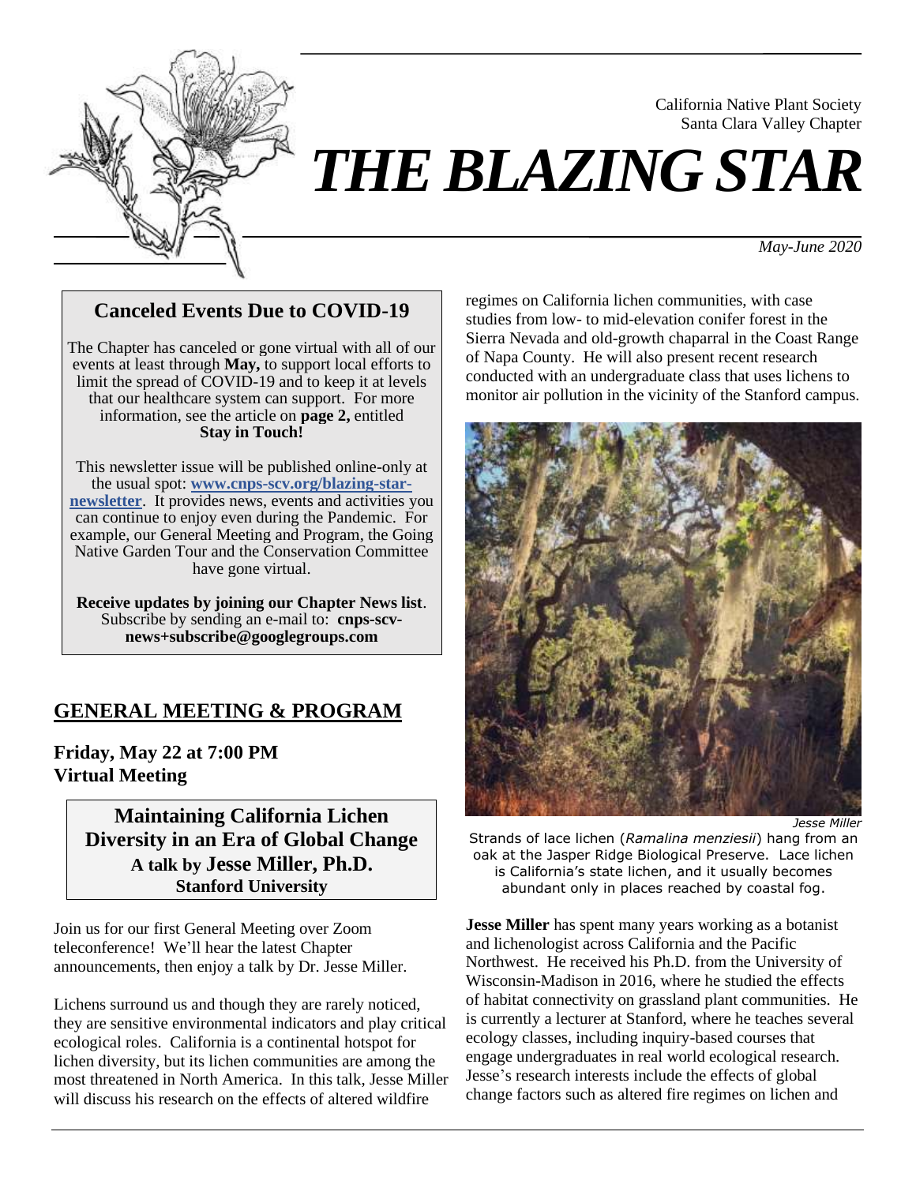California Native Plant Society
Santa Clara Valley Chapter

# THE BLAZING STAR

*May-June 2020*

## Canceled Events Due to COVID-19

The Chapter has canceled or gone virtual with all of our events at least through **May,** to support local efforts to limit the spread of COVID-19 and to keep it at levels that our healthcare system can support. For more information, see the article on **page 2,** entitled **Stay in Touch!**

This newsletter issue will be published online-only at the usual spot: **www.cnps-scv.org/blazing-star-newsletter**. It provides news, events and activities you can continue to enjoy even during the Pandemic. For example, our General Meeting and Program, the Going Native Garden Tour and the Conservation Committee have gone virtual.

**Receive updates by joining our Chapter News list**. Subscribe by sending an e-mail to: **cnps-scv-news+subscribe@googlegroups.com**

## GENERAL MEETING & PROGRAM

**Friday, May 22 at 7:00 PM**
**Virtual Meeting**

### Maintaining California Lichen Diversity in an Era of Global Change
**A talk by Jesse Miller, Ph.D.**
**Stanford University**

Join us for our first General Meeting over Zoom teleconference! We'll hear the latest Chapter announcements, then enjoy a talk by Dr. Jesse Miller.

Lichens surround us and though they are rarely noticed, they are sensitive environmental indicators and play critical ecological roles. California is a continental hotspot for lichen diversity, but its lichen communities are among the most threatened in North America. In this talk, Jesse Miller will discuss his research on the effects of altered wildfire regimes on California lichen communities, with case studies from low- to mid-elevation conifer forest in the Sierra Nevada and old-growth chaparral in the Coast Range of Napa County. He will also present recent research conducted with an undergraduate class that uses lichens to monitor air pollution in the vicinity of the Stanford campus.

*Jesse Miller*

Strands of lace lichen (*Ramalina menziesii*) hang from an oak at the Jasper Ridge Biological Preserve. Lace lichen is California's state lichen, and it usually becomes abundant only in places reached by coastal fog.

**Jesse Miller** has spent many years working as a botanist and lichenologist across California and the Pacific Northwest. He received his Ph.D. from the University of Wisconsin-Madison in 2016, where he studied the effects of habitat connectivity on grassland plant communities. He is currently a lecturer at Stanford, where he teaches several ecology classes, including inquiry-based courses that engage undergraduates in real world ecological research. Jesse's research interests include the effects of global change factors such as altered fire regimes on lichen and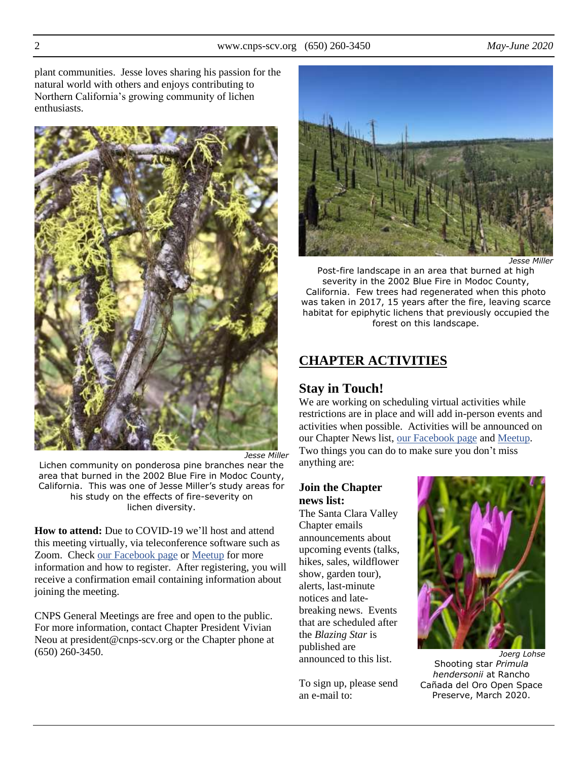plant communities. Jesse loves sharing his passion for the natural world with others and enjoys contributing to Northern California's growing community of lichen enthusiasts.

*Jesse Miller*

Lichen community on ponderosa pine branches near the area that burned in the 2002 Blue Fire in Modoc County, California. This was one of Jesse Miller's study areas for his study on the effects of fire-severity on lichen diversity.

**How to attend:** Due to COVID-19 we'll host and attend this meeting virtually, via teleconference software such as Zoom. Check our Facebook page or Meetup for more information and how to register. After registering, you will receive a confirmation email containing information about joining the meeting.

CNPS General Meetings are free and open to the public. For more information, contact Chapter President Vivian Neou at president@cnps-scv.org or the Chapter phone at (650) 260-3450.

*Jesse Miller*

Post-fire landscape in an area that burned at high severity in the 2002 Blue Fire in Modoc County, California. Few trees had regenerated when this photo was taken in 2017, 15 years after the fire, leaving scarce habitat for epiphytic lichens that previously occupied the forest on this landscape.

# CHAPTER ACTIVITIES

## Stay in Touch!

We are working on scheduling virtual activities while restrictions are in place and will add in-person events and activities when possible. Activities will be announced on our Chapter News list, our Facebook page and Meetup. Two things you can do to make sure you don't miss anything are:

### Join the Chapter news list:

The Santa Clara Valley Chapter emails announcements about upcoming events (talks, hikes, sales, wildflower show, garden tour), alerts, last-minute notices and late-breaking news. Events that are scheduled after the *Blazing Star* is published are announced to this list.

To sign up, please send an e-mail to:

*Joerg Lohse*

Shooting star *Primula hendersonii* at Rancho Cañada del Oro Open Space Preserve, March 2020.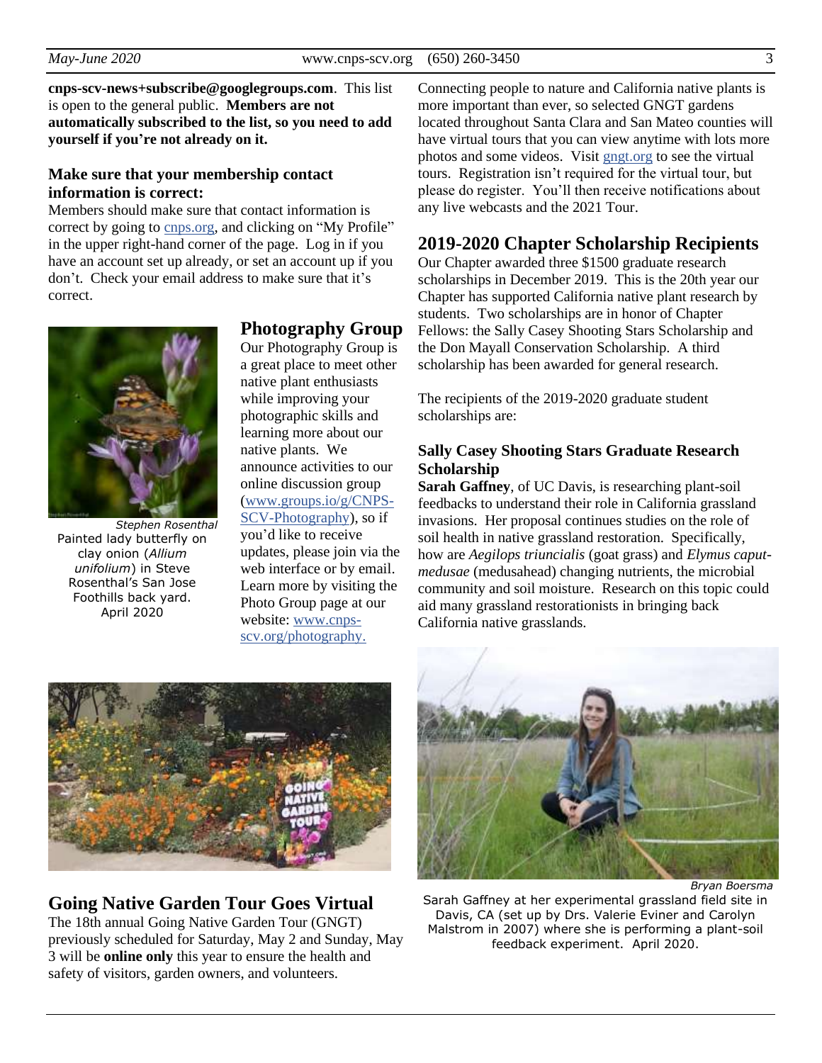**cnps-scv-news+subscribe@googlegroups.com**. This list is open to the general public. **Members are not automatically subscribed to the list, so you need to add yourself if you're not already on it.**

### Make sure that your membership contact information is correct:

Members should make sure that contact information is correct by going to cnps.org, and clicking on "My Profile" in the upper right-hand corner of the page. Log in if you have an account set up already, or set an account up if you don't. Check your email address to make sure that it's correct.

*Stephen Rosenthal*
Painted lady butterfly on clay onion (*Allium unifolium*) in Steve Rosenthal's San Jose Foothills back yard. April 2020

## Photography Group

Our Photography Group is a great place to meet other native plant enthusiasts while improving your photographic skills and learning more about our native plants. We announce activities to our online discussion group (www.groups.io/g/CNPS-SCV-Photography), so if you'd like to receive updates, please join via the web interface or by email. Learn more by visiting the Photo Group page at our website: www.cnps-scv.org/photography.

## Going Native Garden Tour Goes Virtual

The 18th annual Going Native Garden Tour (GNGT) previously scheduled for Saturday, May 2 and Sunday, May 3 will be **online only** this year to ensure the health and safety of visitors, garden owners, and volunteers.

Connecting people to nature and California native plants is more important than ever, so selected GNGT gardens located throughout Santa Clara and San Mateo counties will have virtual tours that you can view anytime with lots more photos and some videos. Visit gngt.org to see the virtual tours. Registration isn't required for the virtual tour, but please do register. You'll then receive notifications about any live webcasts and the 2021 Tour.

## 2019-2020 Chapter Scholarship Recipients

Our Chapter awarded three $1500 graduate research scholarships in December 2019. This is the 20th year our Chapter has supported California native plant research by students. Two scholarships are in honor of Chapter Fellows: the Sally Casey Shooting Stars Scholarship and the Don Mayall Conservation Scholarship. A third scholarship has been awarded for general research.

The recipients of the 2019-2020 graduate student scholarships are:

### Sally Casey Shooting Stars Graduate Research Scholarship

**Sarah Gaffney**, of UC Davis, is researching plant-soil feedbacks to understand their role in California grassland invasions. Her proposal continues studies on the role of soil health in native grassland restoration. Specifically, how are *Aegilops triuncialis* (goat grass) and *Elymus caput-medusae* (medusahead) changing nutrients, the microbial community and soil moisture. Research on this topic could aid many grassland restorationists in bringing back California native grasslands.

*Bryan Boersma*
Sarah Gaffney at her experimental grassland field site in Davis, CA (set up by Drs. Valerie Eviner and Carolyn Malstrom in 2007) where she is performing a plant-soil feedback experiment. April 2020.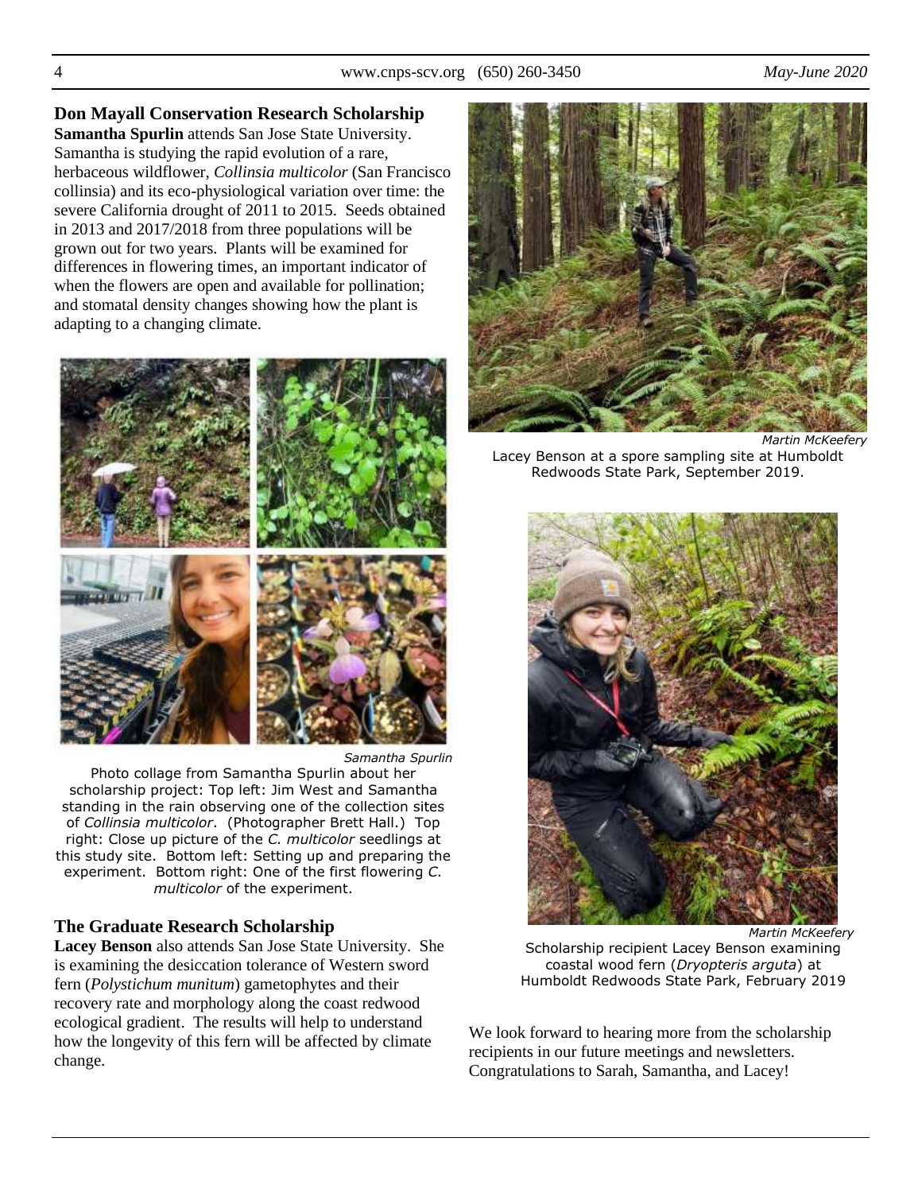## Don Mayall Conservation Research Scholarship

**Samantha Spurlin** attends San Jose State University. Samantha is studying the rapid evolution of a rare, herbaceous wildflower, *Collinsia multicolor* (San Francisco collinsia) and its eco-physiological variation over time: the severe California drought of 2011 to 2015. Seeds obtained in 2013 and 2017/2018 from three populations will be grown out for two years. Plants will be examined for differences in flowering times, an important indicator of when the flowers are open and available for pollination; and stomatal density changes showing how the plant is adapting to a changing climate.

*Samantha Spurlin*

Photo collage from Samantha Spurlin about her scholarship project: Top left: Jim West and Samantha standing in the rain observing one of the collection sites of *Collinsia multicolor*. (Photographer Brett Hall.) Top right: Close up picture of the *C. multicolor* seedlings at this study site. Bottom left: Setting up and preparing the experiment. Bottom right: One of the first flowering *C. multicolor* of the experiment.

## The Graduate Research Scholarship

**Lacey Benson** also attends San Jose State University. She is examining the desiccation tolerance of Western sword fern (*Polystichum munitum*) gametophytes and their recovery rate and morphology along the coast redwood ecological gradient. The results will help to understand how the longevity of this fern will be affected by climate change.

*Martin McKeefery*

Lacey Benson at a spore sampling site at Humboldt Redwoods State Park, September 2019.

*Martin McKeefery*

Scholarship recipient Lacey Benson examining coastal wood fern (*Dryopteris arguta*) at Humboldt Redwoods State Park, February 2019

We look forward to hearing more from the scholarship recipients in our future meetings and newsletters. Congratulations to Sarah, Samantha, and Lacey!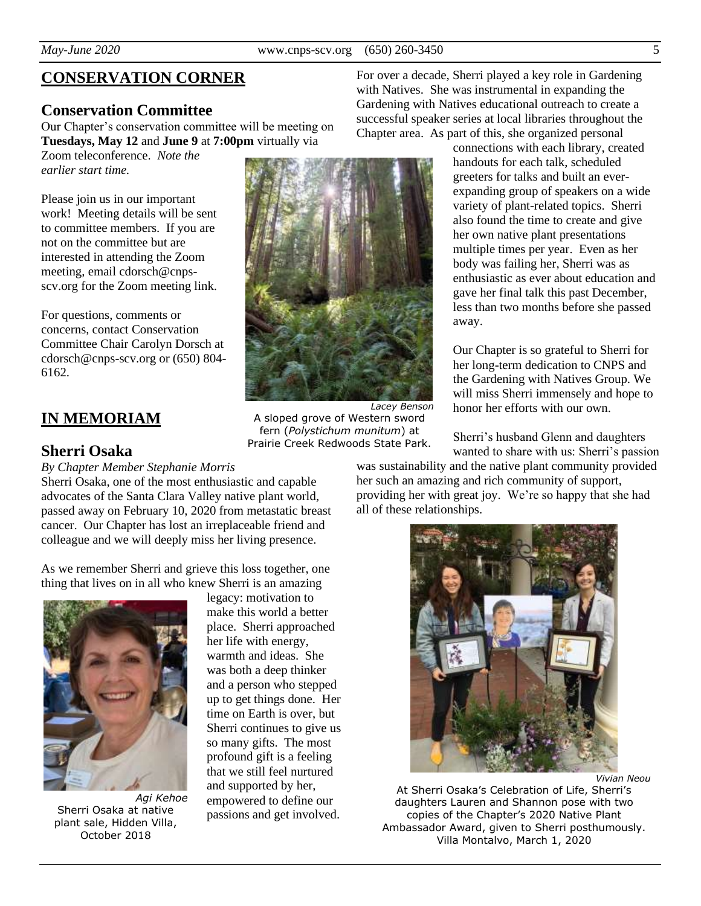## CONSERVATION CORNER

### Conservation Committee

Our Chapter's conservation committee will be meeting on **Tuesdays, May 12** and **June 9** at **7:00pm** virtually via Zoom teleconference. *Note the earlier start time.*

Please join us in our important work! Meeting details will be sent to committee members. If you are not on the committee but are interested in attending the Zoom meeting, email cdorsch@cnps-scv.org for the Zoom meeting link.

For questions, comments or concerns, contact Conservation Committee Chair Carolyn Dorsch at cdorsch@cnps-scv.org or (650) 804-6162.

*Lacey Benson*

A sloped grove of Western sword fern (*Polystichum munitum*) at Prairie Creek Redwoods State Park.

## IN MEMORIAM

### Sherri Osaka

*By Chapter Member Stephanie Morris*

Sherri Osaka, one of the most enthusiastic and capable advocates of the Santa Clara Valley native plant world, passed away on February 10, 2020 from metastatic breast cancer. Our Chapter has lost an irreplaceable friend and colleague and we will deeply miss her living presence.

As we remember Sherri and grieve this loss together, one thing that lives on in all who knew Sherri is an amazing legacy: motivation to make this world a better place. Sherri approached her life with energy, warmth and ideas. She was both a deep thinker and a person who stepped up to get things done. Her time on Earth is over, but Sherri continues to give us so many gifts. The most profound gift is a feeling that we still feel nurtured and supported by her, empowered to define our passions and get involved.

*Agi Kehoe*

Sherri Osaka at native plant sale, Hidden Villa, October 2018

For over a decade, Sherri played a key role in Gardening with Natives. She was instrumental in expanding the Gardening with Natives educational outreach to create a successful speaker series at local libraries throughout the Chapter area. As part of this, she organized personal connections with each library, created handouts for each talk, scheduled greeters for talks and built an ever-expanding group of speakers on a wide variety of plant-related topics. Sherri also found the time to create and give her own native plant presentations multiple times per year. Even as her body was failing her, Sherri was as enthusiastic as ever about education and gave her final talk this past December, less than two months before she passed away.

Our Chapter is so grateful to Sherri for her long-term dedication to CNPS and the Gardening with Natives Group. We will miss Sherri immensely and hope to honor her efforts with our own.

Sherri's husband Glenn and daughters wanted to share with us: Sherri's passion was sustainability and the native plant community provided her such an amazing and rich community of support, providing her with great joy. We're so happy that she had all of these relationships.

*Vivian Neou*

At Sherri Osaka's Celebration of Life, Sherri's daughters Lauren and Shannon pose with two copies of the Chapter's 2020 Native Plant Ambassador Award, given to Sherri posthumously. Villa Montalvo, March 1, 2020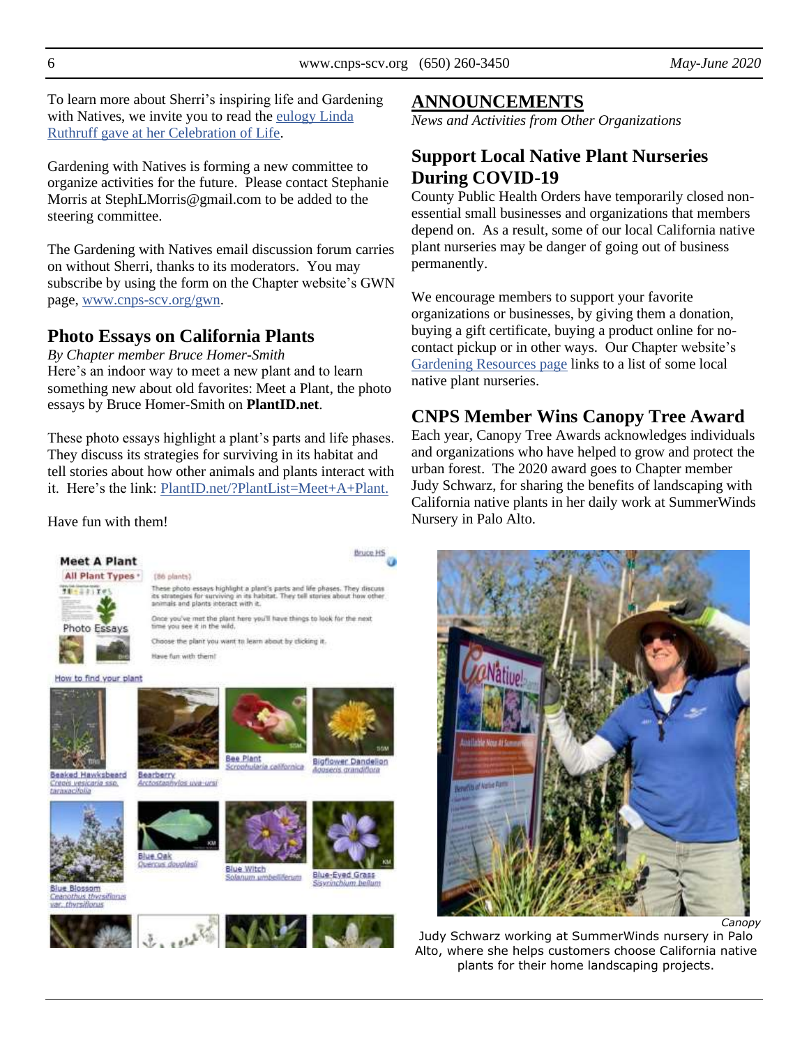To learn more about Sherri's inspiring life and Gardening with Natives, we invite you to read the eulogy Linda Ruthruff gave at her Celebration of Life.

Gardening with Natives is forming a new committee to organize activities for the future. Please contact Stephanie Morris at StephLMorris@gmail.com to be added to the steering committee.

The Gardening with Natives email discussion forum carries on without Sherri, thanks to its moderators. You may subscribe by using the form on the Chapter website's GWN page, www.cnps-scv.org/gwn.

## Photo Essays on California Plants

*By Chapter member Bruce Homer-Smith*

Here's an indoor way to meet a new plant and to learn something new about old favorites: Meet a Plant, the photo essays by Bruce Homer-Smith on **PlantID.net**.

These photo essays highlight a plant's parts and life phases. They discuss its strategies for surviving in its habitat and tell stories about how other animals and plants interact with it. Here's the link: PlantID.net/?PlantList=Meet+A+Plant.

Have fun with them!

# ANNOUNCEMENTS

*News and Activities from Other Organizations*

## Support Local Native Plant Nurseries During COVID-19

County Public Health Orders have temporarily closed non-essential small businesses and organizations that members depend on. As a result, some of our local California native plant nurseries may be danger of going out of business permanently.

We encourage members to support your favorite organizations or businesses, by giving them a donation, buying a gift certificate, buying a product online for no-contact pickup or in other ways. Our Chapter website's Gardening Resources page links to a list of some local native plant nurseries.

## CNPS Member Wins Canopy Tree Award

Each year, Canopy Tree Awards acknowledges individuals and organizations who have helped to grow and protect the urban forest. The 2020 award goes to Chapter member Judy Schwarz, for sharing the benefits of landscaping with California native plants in her daily work at SummerWinds Nursery in Palo Alto.

*Canopy*

Judy Schwarz working at SummerWinds nursery in Palo Alto, where she helps customers choose California native plants for their home landscaping projects.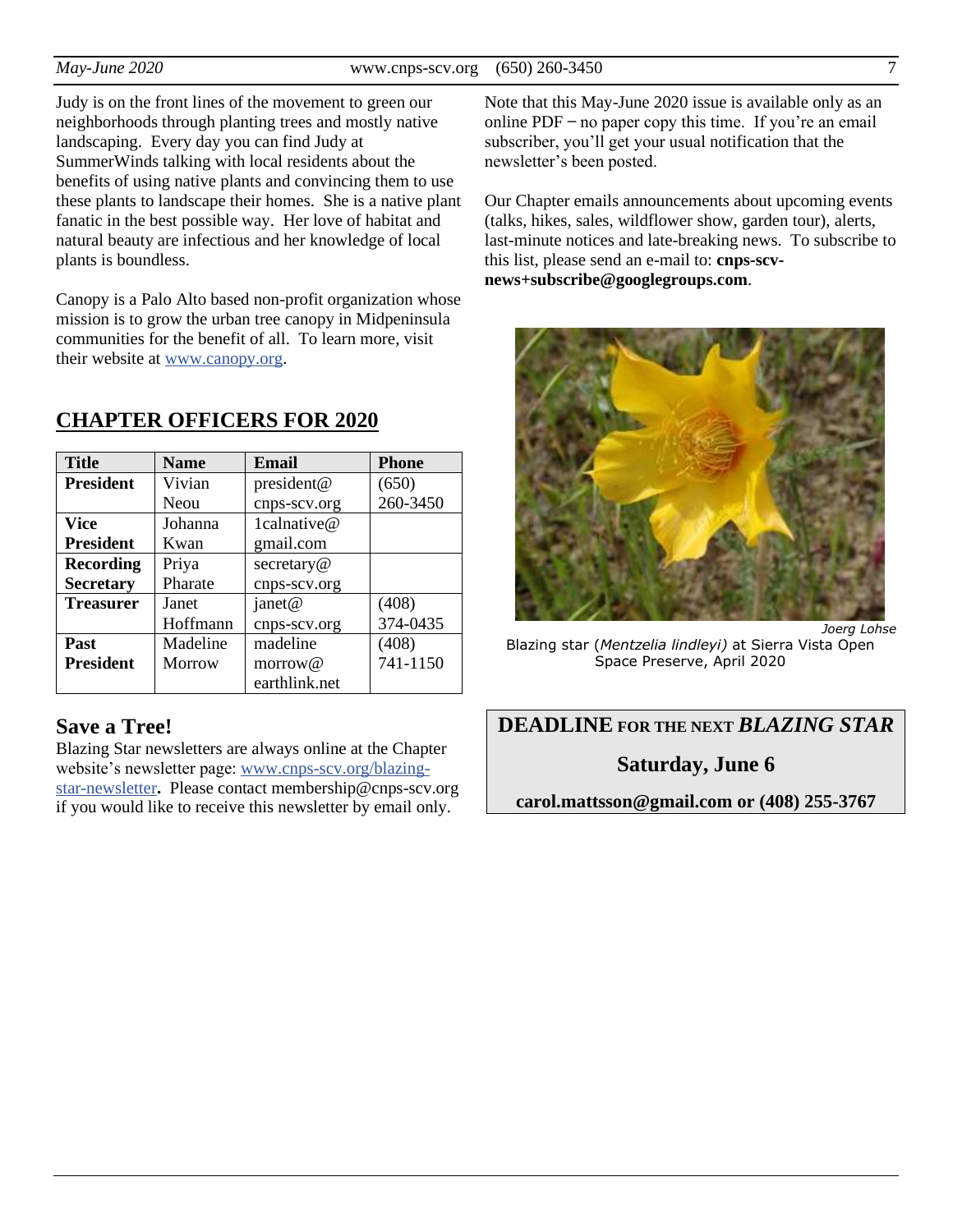Judy is on the front lines of the movement to green our neighborhoods through planting trees and mostly native landscaping. Every day you can find Judy at SummerWinds talking with local residents about the benefits of using native plants and convincing them to use these plants to landscape their homes. She is a native plant fanatic in the best possible way. Her love of habitat and natural beauty are infectious and her knowledge of local plants is boundless.

Canopy is a Palo Alto based non-profit organization whose mission is to grow the urban tree canopy in Midpeninsula communities for the benefit of all. To learn more, visit their website at www.canopy.org.

## CHAPTER OFFICERS FOR 2020

| Title | Name | Email | Phone |
|---|---|---|---|
| **President** | Vivian Neou | president@cnps-scv.org | (650) 260-3450 |
| **Vice President** | Johanna Kwan | 1calnative@gmail.com | |
| **Recording Secretary** | Priya Pharate | secretary@cnps-scv.org | |
| **Treasurer** | Janet Hoffmann | janet@cnps-scv.org | (408) 374-0435 |
| **Past President** | Madeline Morrow | madelinemorrow@earthlink.net | (408) 741-1150 |

## Save a Tree!

Blazing Star newsletters are always online at the Chapter website's newsletter page: www.cnps-scv.org/blazing-star-newsletter**.** Please contact membership@cnps-scv.org if you would like to receive this newsletter by email only.

Note that this May-June 2020 issue is available only as an online PDF – no paper copy this time. If you're an email subscriber, you'll get your usual notification that the newsletter's been posted.

Our Chapter emails announcements about upcoming events (talks, hikes, sales, wildflower show, garden tour), alerts, last-minute notices and late-breaking news. To subscribe to this list, please send an e-mail to: **cnps-scv-news+subscribe@googlegroups.com**.

*Joerg Lohse*

Blazing star (*Mentzelia lindleyi)* at Sierra Vista Open Space Preserve, April 2020

**DEADLINE FOR THE NEXT *BLAZING STAR***

**Saturday, June 6**

**carol.mattsson@gmail.com or (408) 255-3767**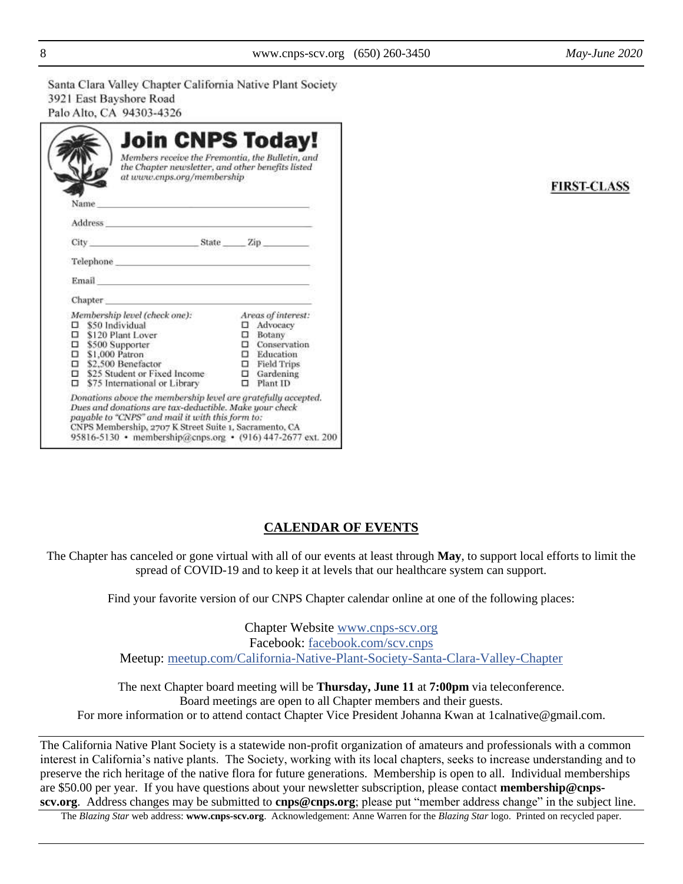Santa Clara Valley Chapter California Native Plant Society
3921 East Bayshore Road
Palo Alto, CA 94303-4326

**FIRST-CLASS**

# Join CNPS Today!

*Members receive the Fremontia, the Bulletin, and the Chapter newsletter, and other benefits listed at www.cnps.org/membership*

Name \_\_\_\_\_\_\_\_\_\_\_\_\_\_\_\_\_\_\_\_

Address \_\_\_\_\_\_\_\_\_\_\_\_\_\_\_\_\_\_\_\_

City \_\_\_\_\_\_\_\_\_\_ State \_\_\_\_ Zip \_\_\_\_\_\_

Telephone \_\_\_\_\_\_\_\_\_\_\_\_\_\_\_\_\_\_\_\_

Email \_\_\_\_\_\_\_\_\_\_\_\_\_\_\_\_\_\_\_\_

Chapter \_\_\_\_\_\_\_\_\_\_\_\_\_\_\_\_\_\_\_\_

*Membership level (check one):*
- ☐ $50 Individual
- ☐ $120 Plant Lover
- ☐ $500 Supporter
- ☐ $1,000 Patron
- ☐ $2,500 Benefactor
- ☐ $25 Student or Fixed Income
- ☐ $75 International or Library

*Areas of interest:*
- ☐ Advocacy
- ☐ Botany
- ☐ Conservation
- ☐ Education
- ☐ Field Trips
- ☐ Gardening
- ☐ Plant ID

*Donations above the membership level are gratefully accepted. Dues and donations are tax-deductible. Make your check payable to "CNPS" and mail it with this form to:*
CNPS Membership, 2707 K Street Suite 1, Sacramento, CA 95816-5130 • membership@cnps.org • (916) 447-2677 ext. 200

## CALENDAR OF EVENTS

The Chapter has canceled or gone virtual with all of our events at least through **May**, to support local efforts to limit the spread of COVID-19 and to keep it at levels that our healthcare system can support.

Find your favorite version of our CNPS Chapter calendar online at one of the following places:

Chapter Website www.cnps-scv.org
Facebook: facebook.com/scv.cnps
Meetup: meetup.com/California-Native-Plant-Society-Santa-Clara-Valley-Chapter

The next Chapter board meeting will be **Thursday, June 11** at **7:00pm** via teleconference.
Board meetings are open to all Chapter members and their guests.
For more information or to attend contact Chapter Vice President Johanna Kwan at 1calnative@gmail.com.

---

The California Native Plant Society is a statewide non-profit organization of amateurs and professionals with a common interest in California's native plants. The Society, working with its local chapters, seeks to increase understanding and to preserve the rich heritage of the native flora for future generations. Membership is open to all. Individual memberships are $50.00 per year. If you have questions about your newsletter subscription, please contact **membership@cnps-scv.org**. Address changes may be submitted to **cnps@cnps.org**; please put "member address change" in the subject line.

The *Blazing Star* web address: **www.cnps-scv.org**. Acknowledgement: Anne Warren for the *Blazing Star* logo. Printed on recycled paper.